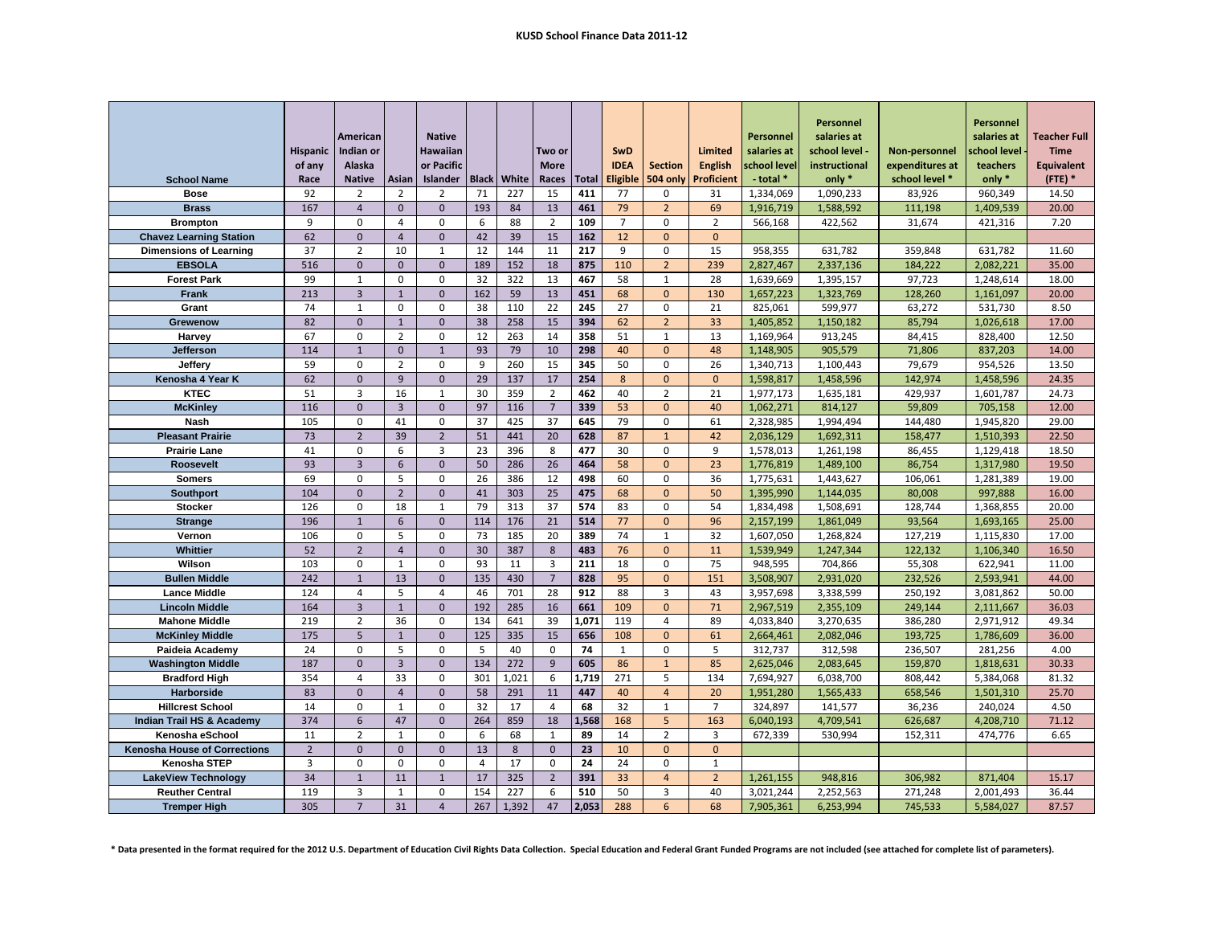# KUSD School Finance Data 2011-12

| School Name | Hispanic of any Race | American Indian or Alaska Native | Asian | Native Hawaiian or Pacific Islander | Black | White | Two or More Races | Total | SwD IDEA Eligible | Section 504 only | Limited English Proficient | Personnel salaries at school level - total * | Personnel salaries at school level - instructional only * | Non-personnel expenditures at school level * | Personnel salaries at school level - teachers only * | Teacher Full Time Equivalent (FTE) * |
|---|---|---|---|---|---|---|---|---|---|---|---|---|---|---|---|---|
| Bose | 92 | 2 | 2 | 2 | 71 | 227 | 15 | 411 | 77 | 0 | 31 | 1,334,069 | 1,090,233 | 83,926 | 960,349 | 14.50 |
| Brass | 167 | 4 | 0 | 0 | 193 | 84 | 13 | 461 | 79 | 2 | 69 | 1,916,719 | 1,588,592 | 111,198 | 1,409,539 | 20.00 |
| Brompton | 9 | 0 | 4 | 0 | 6 | 88 | 2 | 109 | 7 | 0 | 2 | 566,168 | 422,562 | 31,674 | 421,316 | 7.20 |
| Chavez Learning Station | 62 | 0 | 4 | 0 | 42 | 39 | 15 | 162 | 12 | 0 | 0 | | | | | |
| Dimensions of Learning | 37 | 2 | 10 | 1 | 12 | 144 | 11 | 217 | 9 | 0 | 15 | 958,355 | 631,782 | 359,848 | 631,782 | 11.60 |
| EBSOLA | 516 | 0 | 0 | 0 | 189 | 152 | 18 | 875 | 110 | 2 | 239 | 2,827,467 | 2,337,136 | 184,222 | 2,082,221 | 35.00 |
| Forest Park | 99 | 1 | 0 | 0 | 32 | 322 | 13 | 467 | 58 | 1 | 28 | 1,639,669 | 1,395,157 | 97,723 | 1,248,614 | 18.00 |
| Frank | 213 | 3 | 1 | 0 | 162 | 59 | 13 | 451 | 68 | 0 | 130 | 1,657,223 | 1,323,769 | 128,260 | 1,161,097 | 20.00 |
| Grant | 74 | 1 | 0 | 0 | 38 | 110 | 22 | 245 | 27 | 0 | 21 | 825,061 | 599,977 | 63,272 | 531,730 | 8.50 |
| Grewenow | 82 | 0 | 1 | 0 | 38 | 258 | 15 | 394 | 62 | 2 | 33 | 1,405,852 | 1,150,182 | 85,794 | 1,026,618 | 17.00 |
| Harvey | 67 | 0 | 2 | 0 | 12 | 263 | 14 | 358 | 51 | 1 | 13 | 1,169,964 | 913,245 | 84,415 | 828,400 | 12.50 |
| Jefferson | 114 | 1 | 0 | 1 | 93 | 79 | 10 | 298 | 40 | 0 | 48 | 1,148,905 | 905,579 | 71,806 | 837,203 | 14.00 |
| Jeffery | 59 | 0 | 2 | 0 | 9 | 260 | 15 | 345 | 50 | 0 | 26 | 1,340,713 | 1,100,443 | 79,679 | 954,526 | 13.50 |
| Kenosha 4 Year K | 62 | 0 | 9 | 0 | 29 | 137 | 17 | 254 | 8 | 0 | 0 | 1,598,817 | 1,458,596 | 142,974 | 1,458,596 | 24.35 |
| KTEC | 51 | 3 | 16 | 1 | 30 | 359 | 2 | 462 | 40 | 2 | 21 | 1,977,173 | 1,635,181 | 429,937 | 1,601,787 | 24.73 |
| McKinley | 116 | 0 | 3 | 0 | 97 | 116 | 7 | 339 | 53 | 0 | 40 | 1,062,271 | 814,127 | 59,809 | 705,158 | 12.00 |
| Nash | 105 | 0 | 41 | 0 | 37 | 425 | 37 | 645 | 79 | 0 | 61 | 2,328,985 | 1,994,494 | 144,480 | 1,945,820 | 29.00 |
| Pleasant Prairie | 73 | 2 | 39 | 2 | 51 | 441 | 20 | 628 | 87 | 1 | 42 | 2,036,129 | 1,692,311 | 158,477 | 1,510,393 | 22.50 |
| Prairie Lane | 41 | 0 | 6 | 3 | 23 | 396 | 8 | 477 | 30 | 0 | 9 | 1,578,013 | 1,261,198 | 86,455 | 1,129,418 | 18.50 |
| Roosevelt | 93 | 3 | 6 | 0 | 50 | 286 | 26 | 464 | 58 | 0 | 23 | 1,776,819 | 1,489,100 | 86,754 | 1,317,980 | 19.50 |
| Somers | 69 | 0 | 5 | 0 | 26 | 386 | 12 | 498 | 60 | 0 | 36 | 1,775,631 | 1,443,627 | 106,061 | 1,281,389 | 19.00 |
| Southport | 104 | 0 | 2 | 0 | 41 | 303 | 25 | 475 | 68 | 0 | 50 | 1,395,990 | 1,144,035 | 80,008 | 997,888 | 16.00 |
| Stocker | 126 | 0 | 18 | 1 | 79 | 313 | 37 | 574 | 83 | 0 | 54 | 1,834,498 | 1,508,691 | 128,744 | 1,368,855 | 20.00 |
| Strange | 196 | 1 | 6 | 0 | 114 | 176 | 21 | 514 | 77 | 0 | 96 | 2,157,199 | 1,861,049 | 93,564 | 1,693,165 | 25.00 |
| Vernon | 106 | 0 | 5 | 0 | 73 | 185 | 20 | 389 | 74 | 1 | 32 | 1,607,050 | 1,268,824 | 127,219 | 1,115,830 | 17.00 |
| Whittier | 52 | 2 | 4 | 0 | 30 | 387 | 8 | 483 | 76 | 0 | 11 | 1,539,949 | 1,247,344 | 122,132 | 1,106,340 | 16.50 |
| Wilson | 103 | 0 | 1 | 0 | 93 | 11 | 3 | 211 | 18 | 0 | 75 | 948,595 | 704,866 | 55,308 | 622,941 | 11.00 |
| Bullen Middle | 242 | 1 | 13 | 0 | 135 | 430 | 7 | 828 | 95 | 0 | 151 | 3,508,907 | 2,931,020 | 232,526 | 2,593,941 | 44.00 |
| Lance Middle | 124 | 4 | 5 | 4 | 46 | 701 | 28 | 912 | 88 | 3 | 43 | 3,957,698 | 3,338,599 | 250,192 | 3,081,862 | 50.00 |
| Lincoln Middle | 164 | 3 | 1 | 0 | 192 | 285 | 16 | 661 | 109 | 0 | 71 | 2,967,519 | 2,355,109 | 249,144 | 2,111,667 | 36.03 |
| Mahone Middle | 219 | 2 | 36 | 0 | 134 | 641 | 39 | 1,071 | 119 | 4 | 89 | 4,033,840 | 3,270,635 | 386,280 | 2,971,912 | 49.34 |
| McKinley Middle | 175 | 5 | 1 | 0 | 125 | 335 | 15 | 656 | 108 | 0 | 61 | 2,664,461 | 2,082,046 | 193,725 | 1,786,609 | 36.00 |
| Paideia Academy | 24 | 0 | 5 | 0 | 5 | 40 | 0 | 74 | 1 | 0 | 5 | 312,737 | 312,598 | 236,507 | 281,256 | 4.00 |
| Washington Middle | 187 | 0 | 3 | 0 | 134 | 272 | 9 | 605 | 86 | 1 | 85 | 2,625,046 | 2,083,645 | 159,870 | 1,818,631 | 30.33 |
| Bradford High | 354 | 4 | 33 | 0 | 301 | 1,021 | 6 | 1,719 | 271 | 5 | 134 | 7,694,927 | 6,038,700 | 808,442 | 5,384,068 | 81.32 |
| Harborside | 83 | 0 | 4 | 0 | 58 | 291 | 11 | 447 | 40 | 4 | 20 | 1,951,280 | 1,565,433 | 658,546 | 1,501,310 | 25.70 |
| Hillcrest School | 14 | 0 | 1 | 0 | 32 | 17 | 4 | 68 | 32 | 1 | 7 | 324,897 | 141,577 | 36,236 | 240,024 | 4.50 |
| Indian Trail HS & Academy | 374 | 6 | 47 | 0 | 264 | 859 | 18 | 1,568 | 168 | 5 | 163 | 6,040,193 | 4,709,541 | 626,687 | 4,208,710 | 71.12 |
| Kenosha eSchool | 11 | 2 | 1 | 0 | 6 | 68 | 1 | 89 | 14 | 2 | 3 | 672,339 | 530,994 | 152,311 | 474,776 | 6.65 |
| Kenosha House of Corrections | 2 | 0 | 0 | 0 | 13 | 8 | 0 | 23 | 10 | 0 | 0 | | | | | |
| Kenosha STEP | 3 | 0 | 0 | 0 | 4 | 17 | 0 | 24 | 24 | 0 | 1 | | | | | |
| LakeView Technology | 34 | 1 | 11 | 1 | 17 | 325 | 2 | 391 | 33 | 4 | 2 | 1,261,155 | 948,816 | 306,982 | 871,404 | 15.17 |
| Reuther Central | 119 | 3 | 1 | 0 | 154 | 227 | 6 | 510 | 50 | 3 | 40 | 3,021,244 | 2,252,563 | 271,248 | 2,001,493 | 36.44 |
| Tremper High | 305 | 7 | 31 | 4 | 267 | 1,392 | 47 | 2,053 | 288 | 6 | 68 | 7,905,361 | 6,253,994 | 745,533 | 5,584,027 | 87.57 |

**\* Data presented in the format required for the 2012 U.S. Department of Education Civil Rights Data Collection. Special Education and Federal Grant Funded Programs are not included (see attached for complete list of parameters).**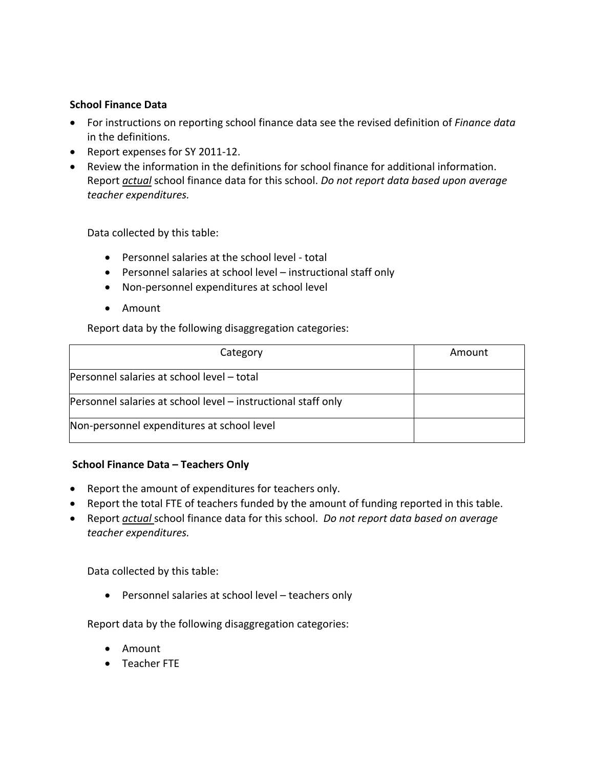### School Finance Data

- For instructions on reporting school finance data see the revised definition of *Finance data* in the definitions.
- Report expenses for SY 2011-12.
- Review the information in the definitions for school finance for additional information. Report ***actual*** school finance data for this school. *Do not report data based upon average teacher expenditures.*

Data collected by this table:

- Personnel salaries at the school level - total
- Personnel salaries at school level – instructional staff only
- Non-personnel expenditures at school level
- Amount

Report data by the following disaggregation categories:

| Category | Amount |
|---|---|
| Personnel salaries at school level – total | |
| Personnel salaries at school level – instructional staff only | |
| Non-personnel expenditures at school level | |

### School Finance Data – Teachers Only

- Report the amount of expenditures for teachers only.
- Report the total FTE of teachers funded by the amount of funding reported in this table.
- Report ***actual*** school finance data for this school. *Do not report data based on average teacher expenditures.*

Data collected by this table:

- Personnel salaries at school level – teachers only

Report data by the following disaggregation categories:

- Amount
- Teacher FTE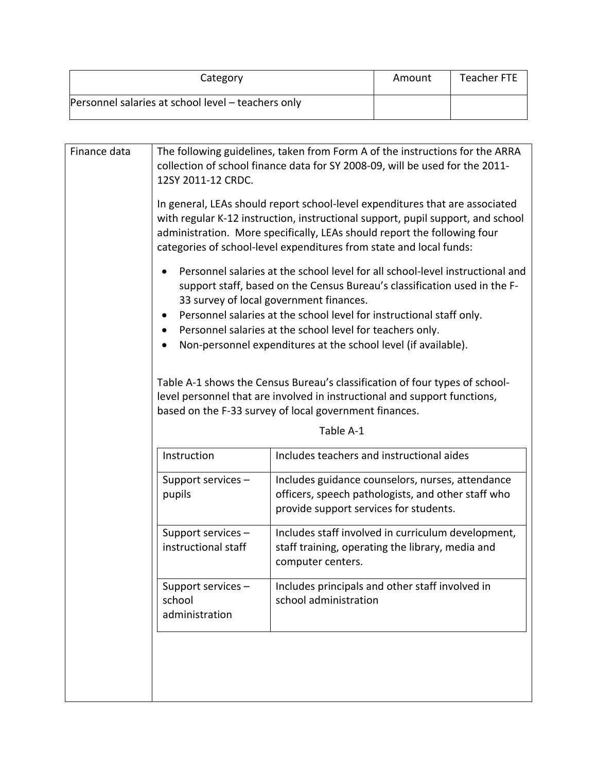| Category | Amount | Teacher FTE |
|---|---|---|
| Personnel salaries at school level – teachers only | | |

| Finance data | The following guidelines, taken from Form A of the instructions for the ARRA collection of school finance data for SY 2008-09, will be used for the 2011-12SY 2011-12 CRDC. |
|---|---|

The following guidelines, taken from Form A of the instructions for the ARRA collection of school finance data for SY 2008-09, will be used for the 2011-12SY 2011-12 CRDC.

In general, LEAs should report school-level expenditures that are associated with regular K-12 instruction, instructional support, pupil support, and school administration. More specifically, LEAs should report the following four categories of school-level expenditures from state and local funds:

- Personnel salaries at the school level for all school-level instructional and support staff, based on the Census Bureau's classification used in the F-33 survey of local government finances.
- Personnel salaries at the school level for instructional staff only.
- Personnel salaries at the school level for teachers only.
- Non-personnel expenditures at the school level (if available).

Table A-1 shows the Census Bureau's classification of four types of school-level personnel that are involved in instructional and support functions, based on the F-33 survey of local government finances.

Table A-1

| Instruction | Includes teachers and instructional aides |
|---|---|
| Support services – pupils | Includes guidance counselors, nurses, attendance officers, speech pathologists, and other staff who provide support services for students. |
| Support services – instructional staff | Includes staff involved in curriculum development, staff training, operating the library, media and computer centers. |
| Support services – school administration | Includes principals and other staff involved in school administration |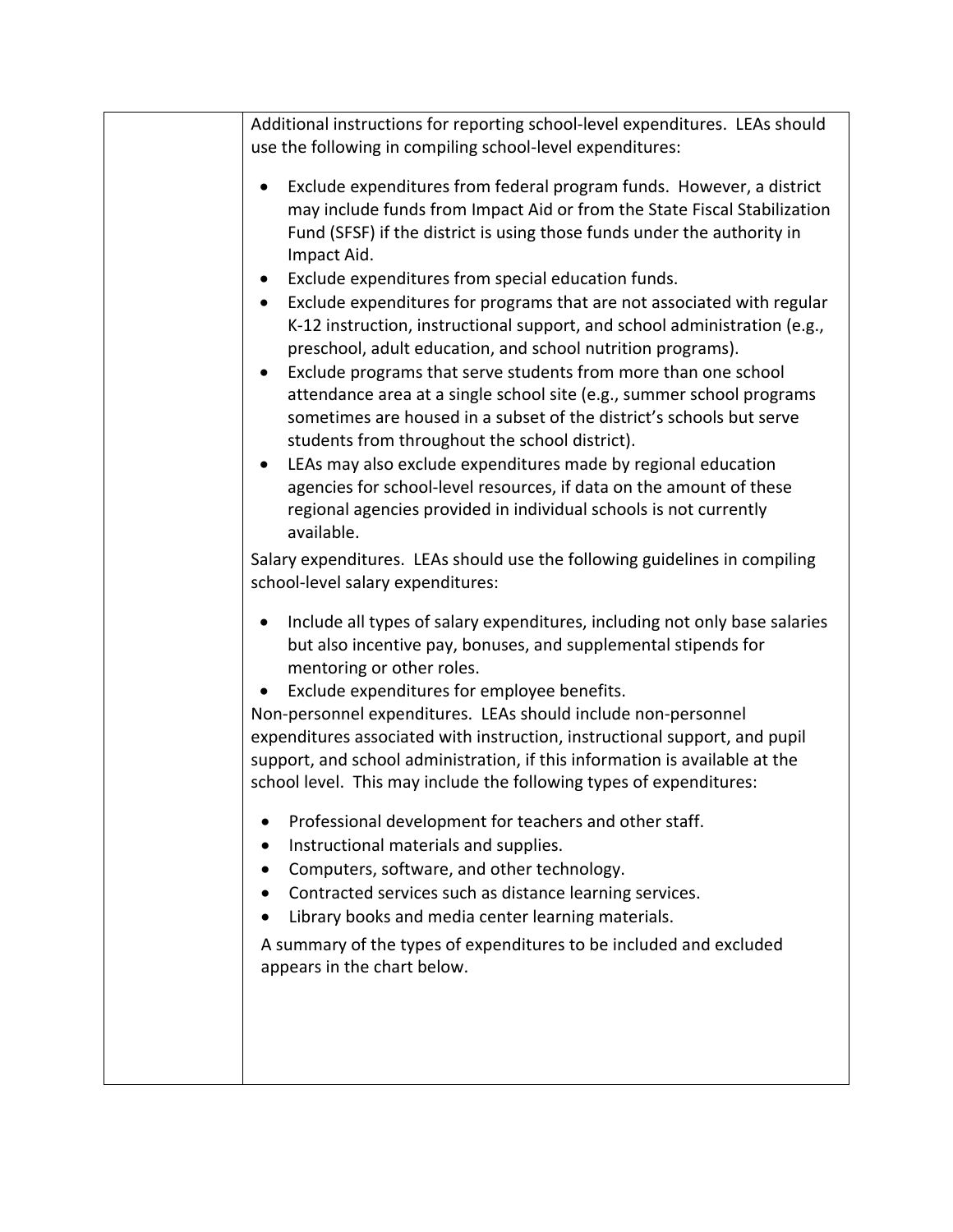| | Additional instructions for reporting school-level expenditures. LEAs should use the following in compiling school-level expenditures:<br><br>• Exclude expenditures from federal program funds. However, a district may include funds from Impact Aid or from the State Fiscal Stabilization Fund (SFSF) if the district is using those funds under the authority in Impact Aid.<br>• Exclude expenditures from special education funds.<br>• Exclude expenditures for programs that are not associated with regular K-12 instruction, instructional support, and school administration (e.g., preschool, adult education, and school nutrition programs).<br>• Exclude programs that serve students from more than one school attendance area at a single school site (e.g., summer school programs sometimes are housed in a subset of the district's schools but serve students from throughout the school district).<br>• LEAs may also exclude expenditures made by regional education agencies for school-level resources, if data on the amount of these regional agencies provided in individual schools is not currently available.<br><br>Salary expenditures. LEAs should use the following guidelines in compiling school-level salary expenditures:<br><br>• Include all types of salary expenditures, including not only base salaries but also incentive pay, bonuses, and supplemental stipends for mentoring or other roles.<br>• Exclude expenditures for employee benefits.<br><br>Non-personnel expenditures. LEAs should include non-personnel expenditures associated with instruction, instructional support, and pupil support, and school administration, if this information is available at the school level. This may include the following types of expenditures:<br><br>• Professional development for teachers and other staff.<br>• Instructional materials and supplies.<br>• Computers, software, and other technology.<br>• Contracted services such as distance learning services.<br>• Library books and media center learning materials.<br><br>A summary of the types of expenditures to be included and excluded appears in the chart below. |
|---|---|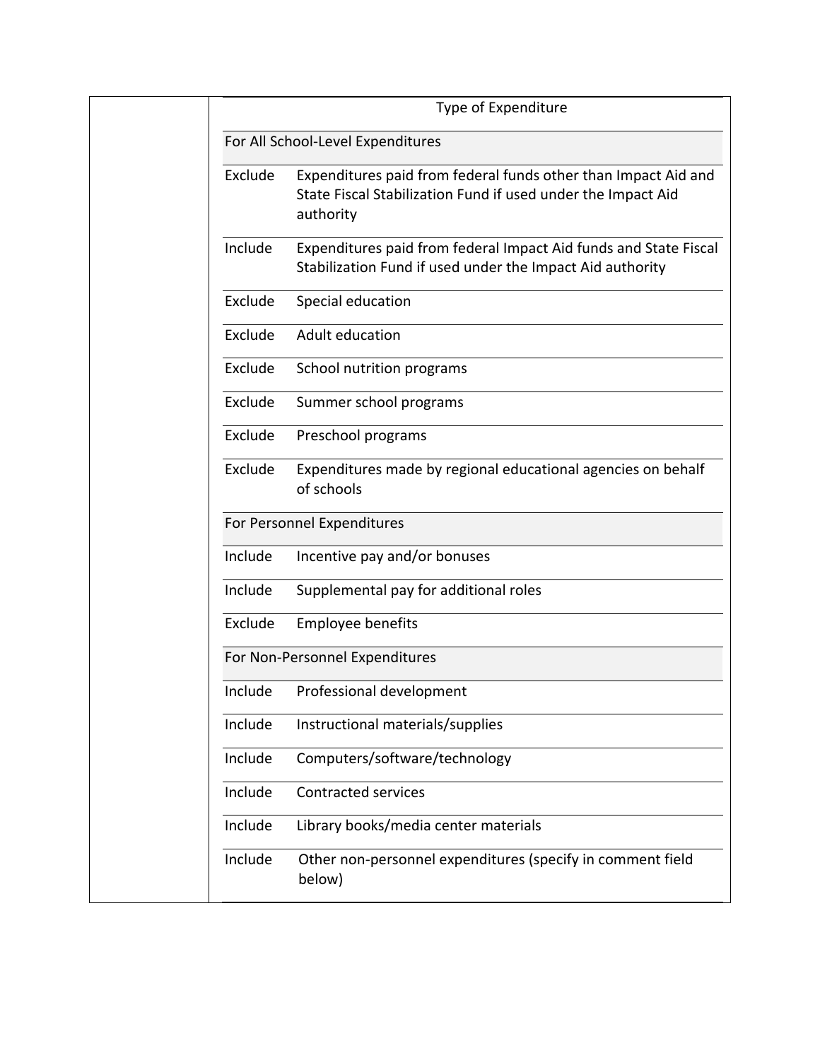| | | |
|---|---|---|
| | Type of Expenditure | |
| | For All School-Level Expenditures | |
| | Exclude | Expenditures paid from federal funds other than Impact Aid and State Fiscal Stabilization Fund if used under the Impact Aid authority |
| | Include | Expenditures paid from federal Impact Aid funds and State Fiscal Stabilization Fund if used under the Impact Aid authority |
| | Exclude | Special education |
| | Exclude | Adult education |
| | Exclude | School nutrition programs |
| | Exclude | Summer school programs |
| | Exclude | Preschool programs |
| | Exclude | Expenditures made by regional educational agencies on behalf of schools |
| | For Personnel Expenditures | |
| | Include | Incentive pay and/or bonuses |
| | Include | Supplemental pay for additional roles |
| | Exclude | Employee benefits |
| | For Non-Personnel Expenditures | |
| | Include | Professional development |
| | Include | Instructional materials/supplies |
| | Include | Computers/software/technology |
| | Include | Contracted services |
| | Include | Library books/media center materials |
| | Include | Other non-personnel expenditures (specify in comment field below) |